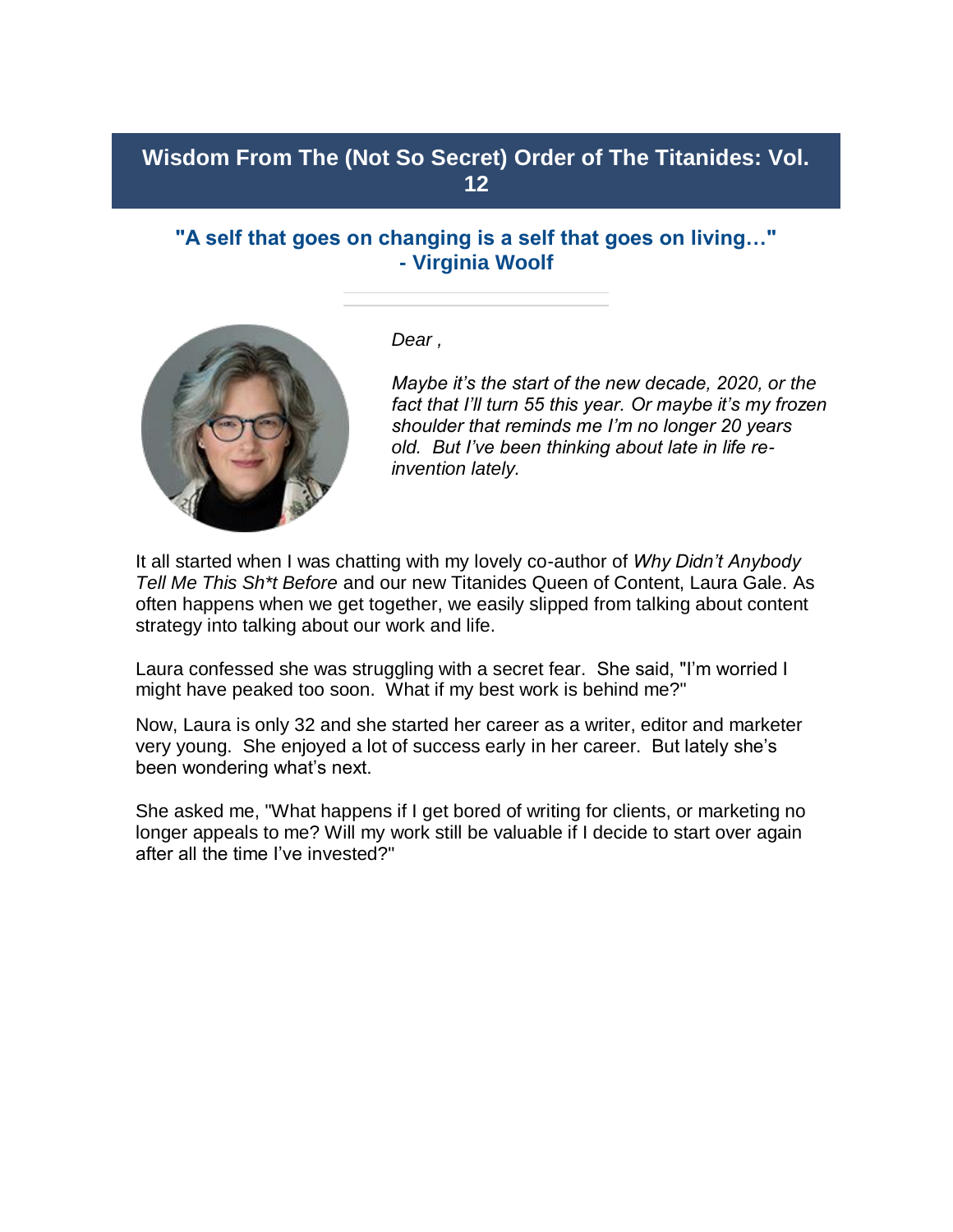# Wisdom From The (Not So Secret) Order of The Titanides: Vol. 12

## "A self that goes on changing is a self that goes on living…" - Virginia Woolf

---

*Dear ,*

*Maybe it's the start of the new decade, 2020, or the fact that I'll turn 55 this year. Or maybe it's my frozen shoulder that reminds me I'm no longer 20 years old. But I've been thinking about late in life re-invention lately.*

It all started when I was chatting with my lovely co-author of *Why Didn't Anybody Tell Me This Sh*t Before* and our new Titanides Queen of Content, Laura Gale. As often happens when we get together, we easily slipped from talking about content strategy into talking about our work and life.

Laura confessed she was struggling with a secret fear. She said, "I'm worried I might have peaked too soon. What if my best work is behind me?"

Now, Laura is only 32 and she started her career as a writer, editor and marketer very young. She enjoyed a lot of success early in her career. But lately she's been wondering what's next.

She asked me, "What happens if I get bored of writing for clients, or marketing no longer appeals to me? Will my work still be valuable if I decide to start over again after all the time I've invested?"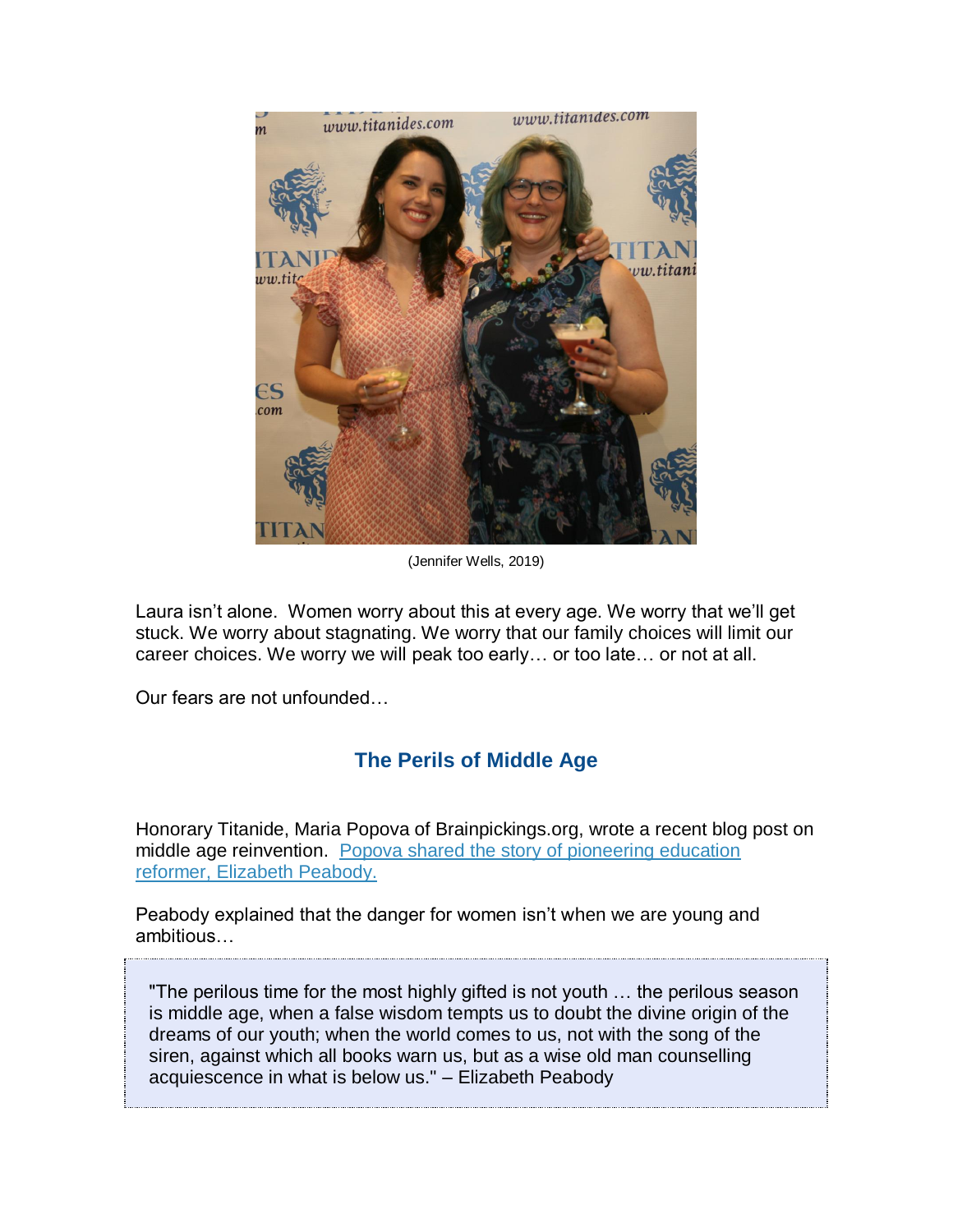(Jennifer Wells, 2019)

Laura isn't alone. Women worry about this at every age. We worry that we'll get stuck. We worry about stagnating. We worry that our family choices will limit our career choices. We worry we will peak too early… or too late… or not at all.

Our fears are not unfounded…

## The Perils of Middle Age

Honorary Titanide, Maria Popova of Brainpickings.org, wrote a recent blog post on middle age reinvention. Popova shared the story of pioneering education reformer, Elizabeth Peabody.

Peabody explained that the danger for women isn't when we are young and ambitious…

> "The perilous time for the most highly gifted is not youth … the perilous season is middle age, when a false wisdom tempts us to doubt the divine origin of the dreams of our youth; when the world comes to us, not with the song of the siren, against which all books warn us, but as a wise old man counselling acquiescence in what is below us." – Elizabeth Peabody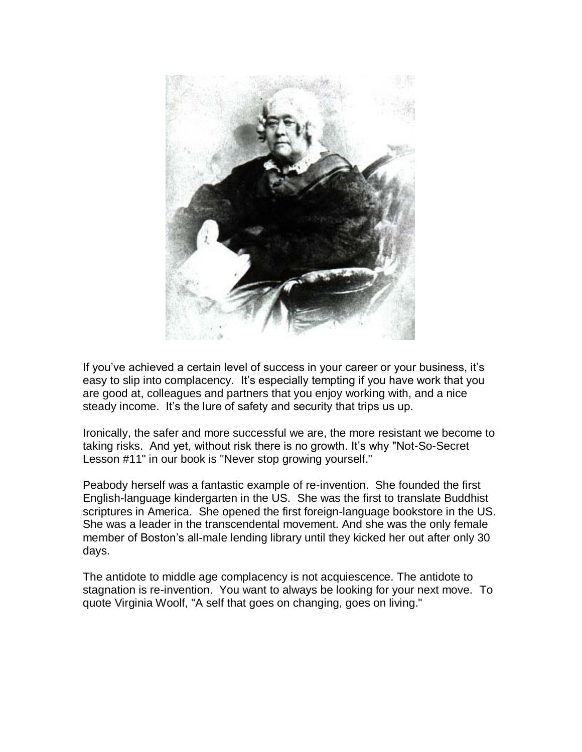If you've achieved a certain level of success in your career or your business, it's easy to slip into complacency. It's especially tempting if you have work that you are good at, colleagues and partners that you enjoy working with, and a nice steady income. It's the lure of safety and security that trips us up.

Ironically, the safer and more successful we are, the more resistant we become to taking risks. And yet, without risk there is no growth. It's why "Not-So-Secret Lesson #11" in our book is "Never stop growing yourself."

Peabody herself was a fantastic example of re-invention. She founded the first English-language kindergarten in the US. She was the first to translate Buddhist scriptures in America. She opened the first foreign-language bookstore in the US. She was a leader in the transcendental movement. And she was the only female member of Boston's all-male lending library until they kicked her out after only 30 days.

The antidote to middle age complacency is not acquiescence. The antidote to stagnation is re-invention. You want to always be looking for your next move. To quote Virginia Woolf, "A self that goes on changing, goes on living."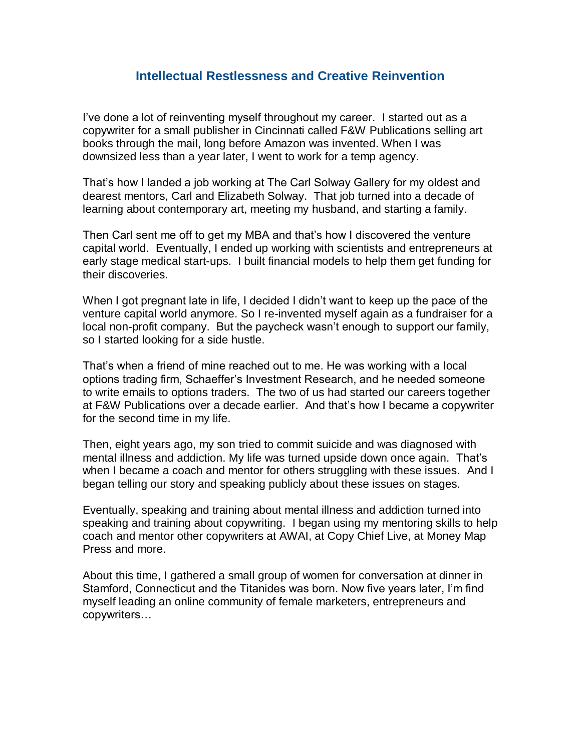## Intellectual Restlessness and Creative Reinvention

I've done a lot of reinventing myself throughout my career. I started out as a copywriter for a small publisher in Cincinnati called F&W Publications selling art books through the mail, long before Amazon was invented. When I was downsized less than a year later, I went to work for a temp agency.

That's how I landed a job working at The Carl Solway Gallery for my oldest and dearest mentors, Carl and Elizabeth Solway. That job turned into a decade of learning about contemporary art, meeting my husband, and starting a family.

Then Carl sent me off to get my MBA and that's how I discovered the venture capital world. Eventually, I ended up working with scientists and entrepreneurs at early stage medical start-ups. I built financial models to help them get funding for their discoveries.

When I got pregnant late in life, I decided I didn't want to keep up the pace of the venture capital world anymore. So I re-invented myself again as a fundraiser for a local non-profit company. But the paycheck wasn't enough to support our family, so I started looking for a side hustle.

That's when a friend of mine reached out to me. He was working with a local options trading firm, Schaeffer's Investment Research, and he needed someone to write emails to options traders. The two of us had started our careers together at F&W Publications over a decade earlier. And that's how I became a copywriter for the second time in my life.

Then, eight years ago, my son tried to commit suicide and was diagnosed with mental illness and addiction. My life was turned upside down once again. That's when I became a coach and mentor for others struggling with these issues. And I began telling our story and speaking publicly about these issues on stages.

Eventually, speaking and training about mental illness and addiction turned into speaking and training about copywriting. I began using my mentoring skills to help coach and mentor other copywriters at AWAI, at Copy Chief Live, at Money Map Press and more.

About this time, I gathered a small group of women for conversation at dinner in Stamford, Connecticut and the Titanides was born. Now five years later, I'm find myself leading an online community of female marketers, entrepreneurs and copywriters…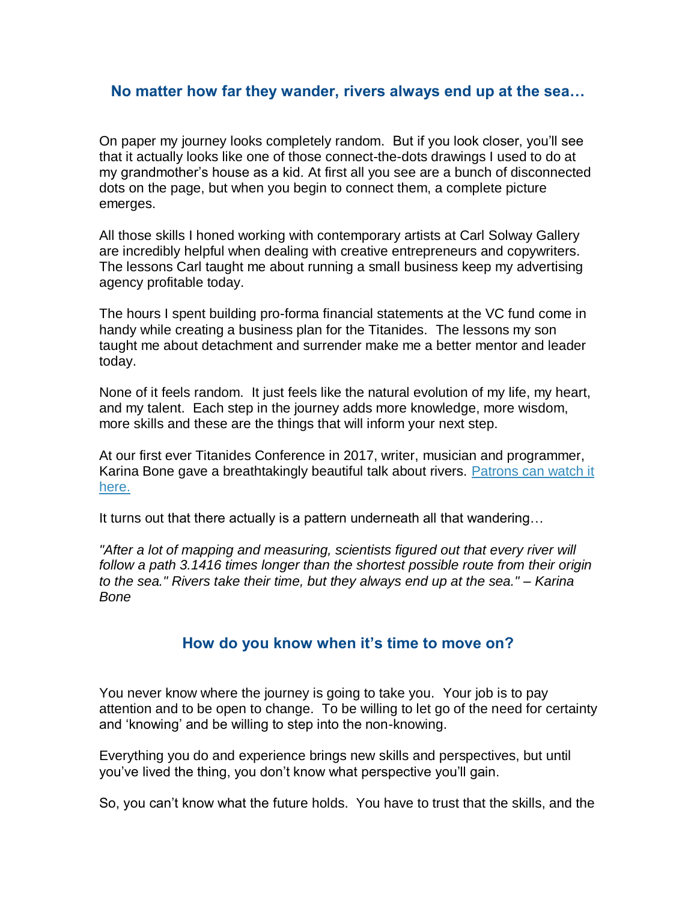## No matter how far they wander, rivers always end up at the sea…

On paper my journey looks completely random. But if you look closer, you'll see that it actually looks like one of those connect-the-dots drawings I used to do at my grandmother's house as a kid. At first all you see are a bunch of disconnected dots on the page, but when you begin to connect them, a complete picture emerges.

All those skills I honed working with contemporary artists at Carl Solway Gallery are incredibly helpful when dealing with creative entrepreneurs and copywriters. The lessons Carl taught me about running a small business keep my advertising agency profitable today.

The hours I spent building pro-forma financial statements at the VC fund come in handy while creating a business plan for the Titanides. The lessons my son taught me about detachment and surrender make me a better mentor and leader today.

None of it feels random. It just feels like the natural evolution of my life, my heart, and my talent. Each step in the journey adds more knowledge, more wisdom, more skills and these are the things that will inform your next step.

At our first ever Titanides Conference in 2017, writer, musician and programmer, Karina Bone gave a breathtakingly beautiful talk about rivers. [Patrons can watch it here.]

It turns out that there actually is a pattern underneath all that wandering…

*"After a lot of mapping and measuring, scientists figured out that every river will follow a path 3.1416 times longer than the shortest possible route from their origin to the sea." Rivers take their time, but they always end up at the sea." – Karina Bone*

## How do you know when it's time to move on?

You never know where the journey is going to take you. Your job is to pay attention and to be open to change. To be willing to let go of the need for certainty and 'knowing' and be willing to step into the non-knowing.

Everything you do and experience brings new skills and perspectives, but until you've lived the thing, you don't know what perspective you'll gain.

So, you can't know what the future holds. You have to trust that the skills, and the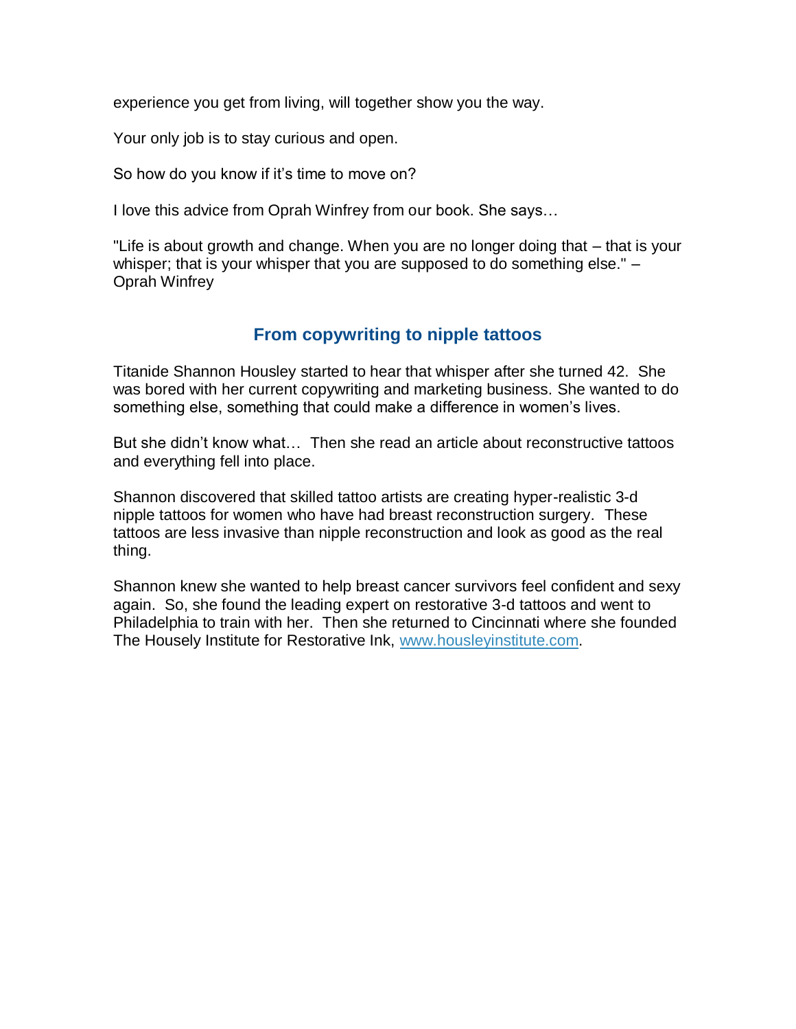experience you get from living, will together show you the way.

Your only job is to stay curious and open.

So how do you know if it's time to move on?

I love this advice from Oprah Winfrey from our book. She says…

"Life is about growth and change. When you are no longer doing that – that is your whisper; that is your whisper that you are supposed to do something else." – Oprah Winfrey

## From copywriting to nipple tattoos

Titanide Shannon Housley started to hear that whisper after she turned 42. She was bored with her current copywriting and marketing business. She wanted to do something else, something that could make a difference in women's lives.

But she didn't know what… Then she read an article about reconstructive tattoos and everything fell into place.

Shannon discovered that skilled tattoo artists are creating hyper-realistic 3-d nipple tattoos for women who have had breast reconstruction surgery. These tattoos are less invasive than nipple reconstruction and look as good as the real thing.

Shannon knew she wanted to help breast cancer survivors feel confident and sexy again. So, she found the leading expert on restorative 3-d tattoos and went to Philadelphia to train with her. Then she returned to Cincinnati where she founded The Housely Institute for Restorative Ink, [www.housleyinstitute.com](http://www.housleyinstitute.com).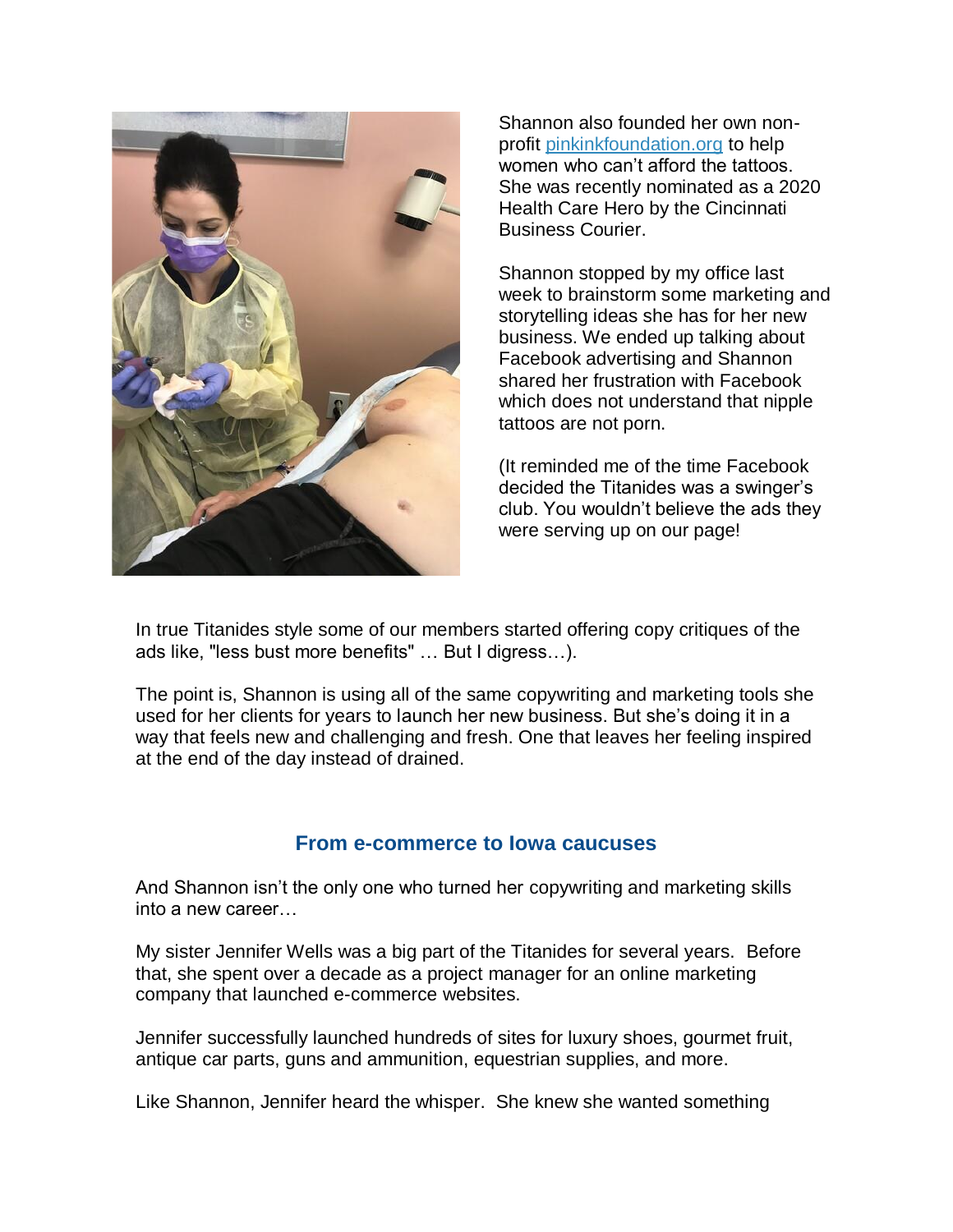Shannon also founded her own non-profit [pinkinkfoundation.org](pinkinkfoundation.org) to help women who can't afford the tattoos. She was recently nominated as a 2020 Health Care Hero by the Cincinnati Business Courier.

Shannon stopped by my office last week to brainstorm some marketing and storytelling ideas she has for her new business. We ended up talking about Facebook advertising and Shannon shared her frustration with Facebook which does not understand that nipple tattoos are not porn.

(It reminded me of the time Facebook decided the Titanides was a swinger's club. You wouldn't believe the ads they were serving up on our page!

In true Titanides style some of our members started offering copy critiques of the ads like, "less bust more benefits" … But I digress…).

The point is, Shannon is using all of the same copywriting and marketing tools she used for her clients for years to launch her new business. But she's doing it in a way that feels new and challenging and fresh. One that leaves her feeling inspired at the end of the day instead of drained.

## From e-commerce to Iowa caucuses

And Shannon isn't the only one who turned her copywriting and marketing skills into a new career…

My sister Jennifer Wells was a big part of the Titanides for several years. Before that, she spent over a decade as a project manager for an online marketing company that launched e-commerce websites.

Jennifer successfully launched hundreds of sites for luxury shoes, gourmet fruit, antique car parts, guns and ammunition, equestrian supplies, and more.

Like Shannon, Jennifer heard the whisper. She knew she wanted something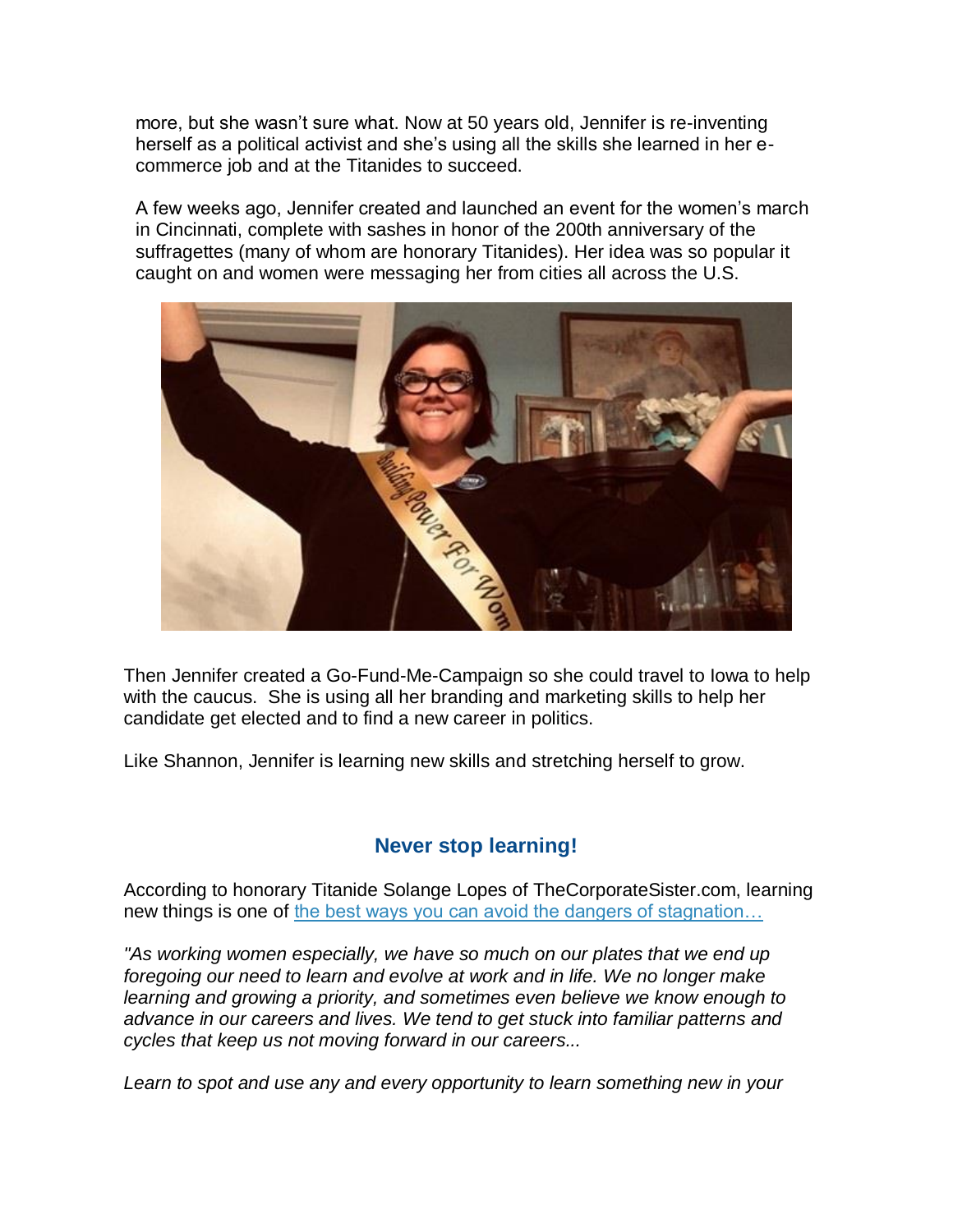more, but she wasn't sure what. Now at 50 years old, Jennifer is re-inventing herself as a political activist and she's using all the skills she learned in her e-commerce job and at the Titanides to succeed.

A few weeks ago, Jennifer created and launched an event for the women's march in Cincinnati, complete with sashes in honor of the 200th anniversary of the suffragettes (many of whom are honorary Titanides). Her idea was so popular it caught on and women were messaging her from cities all across the U.S.

Then Jennifer created a Go-Fund-Me-Campaign so she could travel to Iowa to help with the caucus. She is using all her branding and marketing skills to help her candidate get elected and to find a new career in politics.

Like Shannon, Jennifer is learning new skills and stretching herself to grow.

## Never stop learning!

According to honorary Titanide Solange Lopes of TheCorporateSister.com, learning new things is one of [the best ways you can avoid the dangers of stagnation…]

*"As working women especially, we have so much on our plates that we end up foregoing our need to learn and evolve at work and in life. We no longer make learning and growing a priority, and sometimes even believe we know enough to advance in our careers and lives. We tend to get stuck into familiar patterns and cycles that keep us not moving forward in our careers...*

*Learn to spot and use any and every opportunity to learn something new in your*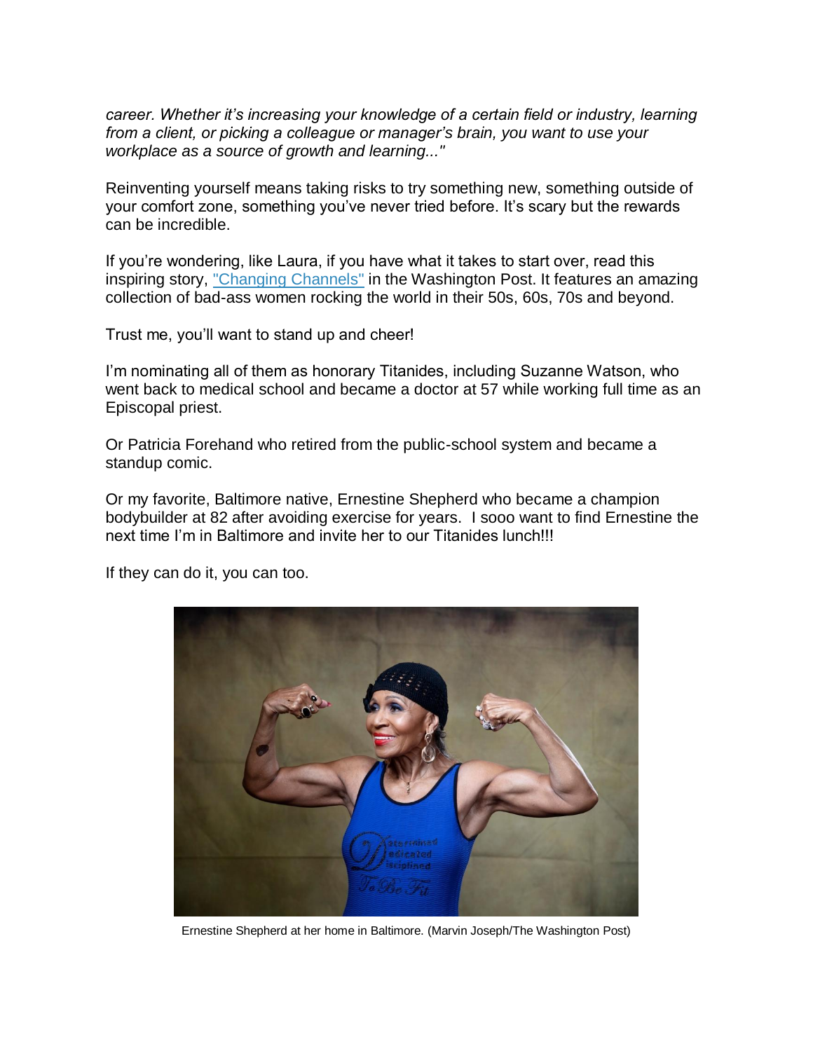*career. Whether it's increasing your knowledge of a certain field or industry, learning from a client, or picking a colleague or manager's brain, you want to use your workplace as a source of growth and learning..."*

Reinventing yourself means taking risks to try something new, something outside of your comfort zone, something you've never tried before. It's scary but the rewards can be incredible.

If you're wondering, like Laura, if you have what it takes to start over, read this inspiring story, "Changing Channels" in the Washington Post. It features an amazing collection of bad-ass women rocking the world in their 50s, 60s, 70s and beyond.

Trust me, you'll want to stand up and cheer!

I'm nominating all of them as honorary Titanides, including Suzanne Watson, who went back to medical school and became a doctor at 57 while working full time as an Episcopal priest.

Or Patricia Forehand who retired from the public-school system and became a standup comic.

Or my favorite, Baltimore native, Ernestine Shepherd who became a champion bodybuilder at 82 after avoiding exercise for years. I sooo want to find Ernestine the next time I'm in Baltimore and invite her to our Titanides lunch!!!

If they can do it, you can too.

Ernestine Shepherd at her home in Baltimore. (Marvin Joseph/The Washington Post)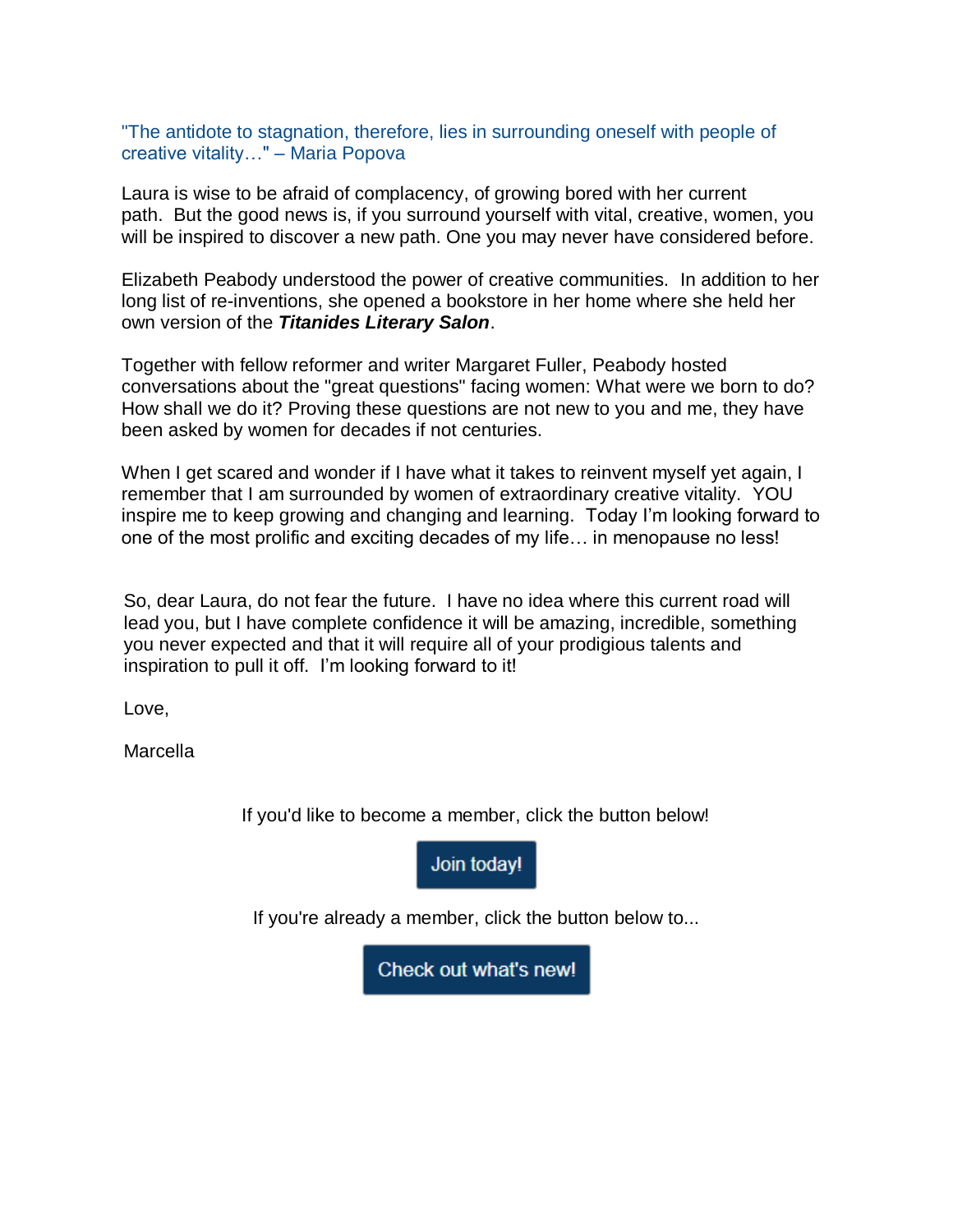"The antidote to stagnation, therefore, lies in surrounding oneself with people of creative vitality…" – Maria Popova

Laura is wise to be afraid of complacency, of growing bored with her current path. But the good news is, if you surround yourself with vital, creative, women, you will be inspired to discover a new path. One you may never have considered before.

Elizabeth Peabody understood the power of creative communities. In addition to her long list of re-inventions, she opened a bookstore in her home where she held her own version of the ***Titanides Literary Salon***.

Together with fellow reformer and writer Margaret Fuller, Peabody hosted conversations about the "great questions" facing women: What were we born to do? How shall we do it? Proving these questions are not new to you and me, they have been asked by women for decades if not centuries.

When I get scared and wonder if I have what it takes to reinvent myself yet again, I remember that I am surrounded by women of extraordinary creative vitality. YOU inspire me to keep growing and changing and learning. Today I'm looking forward to one of the most prolific and exciting decades of my life… in menopause no less!

So, dear Laura, do not fear the future. I have no idea where this current road will lead you, but I have complete confidence it will be amazing, incredible, something you never expected and that it will require all of your prodigious talents and inspiration to pull it off. I'm looking forward to it!

Love,

Marcella

If you'd like to become a member, click the button below!

Join today!

If you're already a member, click the button below to...

Check out what's new!